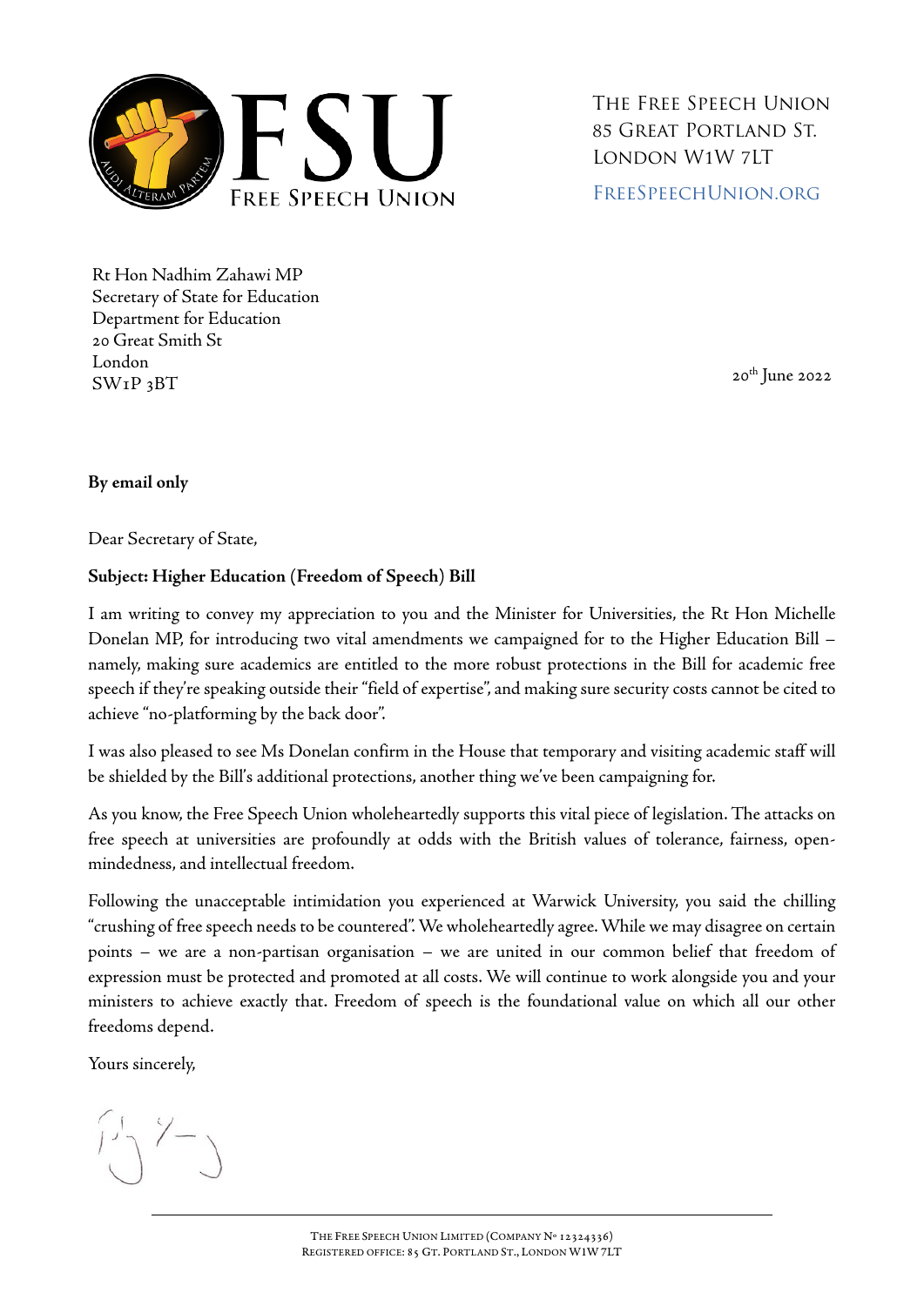FSU

FREE SPEECH UNION

THE FREE SPEECH UNION
85 GREAT PORTLAND ST.
LONDON W1W 7LT

FREESPEECHUNION.ORG

Rt Hon Nadhim Zahawi MP
Secretary of State for Education
Department for Education
20 Great Smith St
London
SW1P 3BT

20th June 2022

**By email only**

Dear Secretary of State,

**Subject: Higher Education (Freedom of Speech) Bill**

I am writing to convey my appreciation to you and the Minister for Universities, the Rt Hon Michelle Donelan MP, for introducing two vital amendments we campaigned for to the Higher Education Bill – namely, making sure academics are entitled to the more robust protections in the Bill for academic free speech if they're speaking outside their "field of expertise", and making sure security costs cannot be cited to achieve "no-platforming by the back door".

I was also pleased to see Ms Donelan confirm in the House that temporary and visiting academic staff will be shielded by the Bill's additional protections, another thing we've been campaigning for.

As you know, the Free Speech Union wholeheartedly supports this vital piece of legislation. The attacks on free speech at universities are profoundly at odds with the British values of tolerance, fairness, open-mindedness, and intellectual freedom.

Following the unacceptable intimidation you experienced at Warwick University, you said the chilling "crushing of free speech needs to be countered". We wholeheartedly agree. While we may disagree on certain points – we are a non-partisan organisation – we are united in our common belief that freedom of expression must be protected and promoted at all costs. We will continue to work alongside you and your ministers to achieve exactly that. Freedom of speech is the foundational value on which all our other freedoms depend.

Yours sincerely,

THE FREE SPEECH UNION LIMITED (COMPANY No 12324336)
REGISTERED OFFICE: 85 GT. PORTLAND ST., LONDON W1W 7LT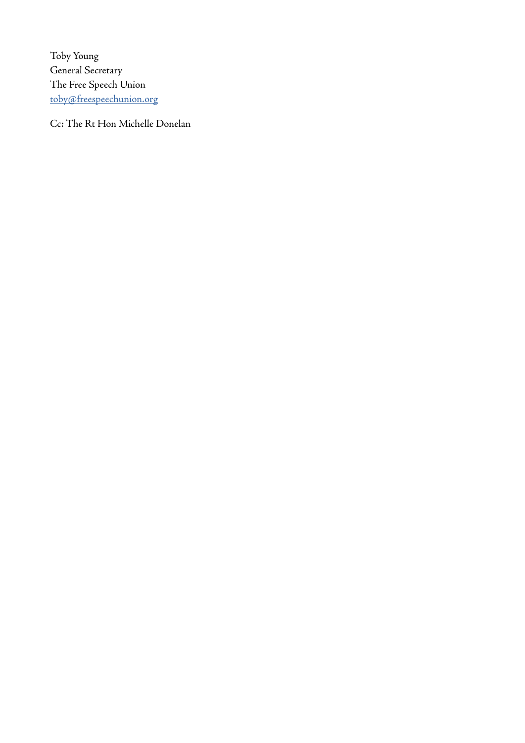Toby Young
General Secretary
The Free Speech Union
[toby@freespeechunion.org](mailto:toby@freespeechunion.org)

Cc: The Rt Hon Michelle Donelan